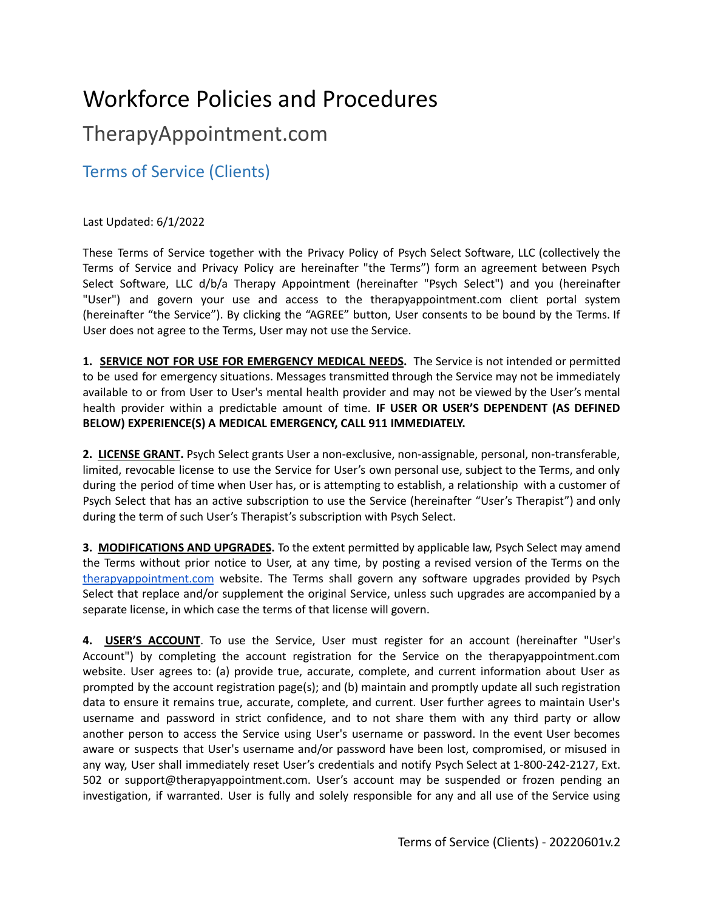# Workforce Policies and Procedures

## TherapyAppointment.com

### Terms of Service (Clients)

Last Updated: 6/1/2022

These Terms of Service together with the Privacy Policy of Psych Select Software, LLC (collectively the Terms of Service and Privacy Policy are hereinafter "the Terms") form an agreement between Psych Select Software, LLC d/b/a Therapy Appointment (hereinafter "Psych Select") and you (hereinafter "User") and govern your use and access to the therapyappointment.com client portal system (hereinafter "the Service"). By clicking the "AGREE" button, User consents to be bound by the Terms. If User does not agree to the Terms, User may not use the Service.

**1. SERVICE NOT FOR USE FOR EMERGENCY MEDICAL NEEDS.** The Service is not intended or permitted to be used for emergency situations. Messages transmitted through the Service may not be immediately available to or from User to User's mental health provider and may not be viewed by the User's mental health provider within a predictable amount of time. **IF USER OR USER'S DEPENDENT (AS DEFINED BELOW) EXPERIENCE(S) A MEDICAL EMERGENCY, CALL 911 IMMEDIATELY.**

**2. LICENSE GRANT.** Psych Select grants User a non-exclusive, non-assignable, personal, non-transferable, limited, revocable license to use the Service for User's own personal use, subject to the Terms, and only during the period of time when User has, or is attempting to establish, a relationship with a customer of Psych Select that has an active subscription to use the Service (hereinafter "User's Therapist") and only during the term of such User's Therapist's subscription with Psych Select.

**3. MODIFICATIONS AND UPGRADES.** To the extent permitted by applicable law, Psych Select may amend the Terms without prior notice to User, at any time, by posting a revised version of the Terms on the [therapyappointment.com](therapyappointment.com) website. The Terms shall govern any software upgrades provided by Psych Select that replace and/or supplement the original Service, unless such upgrades are accompanied by a separate license, in which case the terms of that license will govern.

**4. USER'S ACCOUNT**. To use the Service, User must register for an account (hereinafter "User's Account") by completing the account registration for the Service on the therapyappointment.com website. User agrees to: (a) provide true, accurate, complete, and current information about User as prompted by the account registration page(s); and (b) maintain and promptly update all such registration data to ensure it remains true, accurate, complete, and current. User further agrees to maintain User's username and password in strict confidence, and to not share them with any third party or allow another person to access the Service using User's username or password. In the event User becomes aware or suspects that User's username and/or password have been lost, compromised, or misused in any way, User shall immediately reset User's credentials and notify Psych Select at 1-800-242-2127, Ext. 502 or support@therapyappointment.com. User's account may be suspended or frozen pending an investigation, if warranted. User is fully and solely responsible for any and all use of the Service using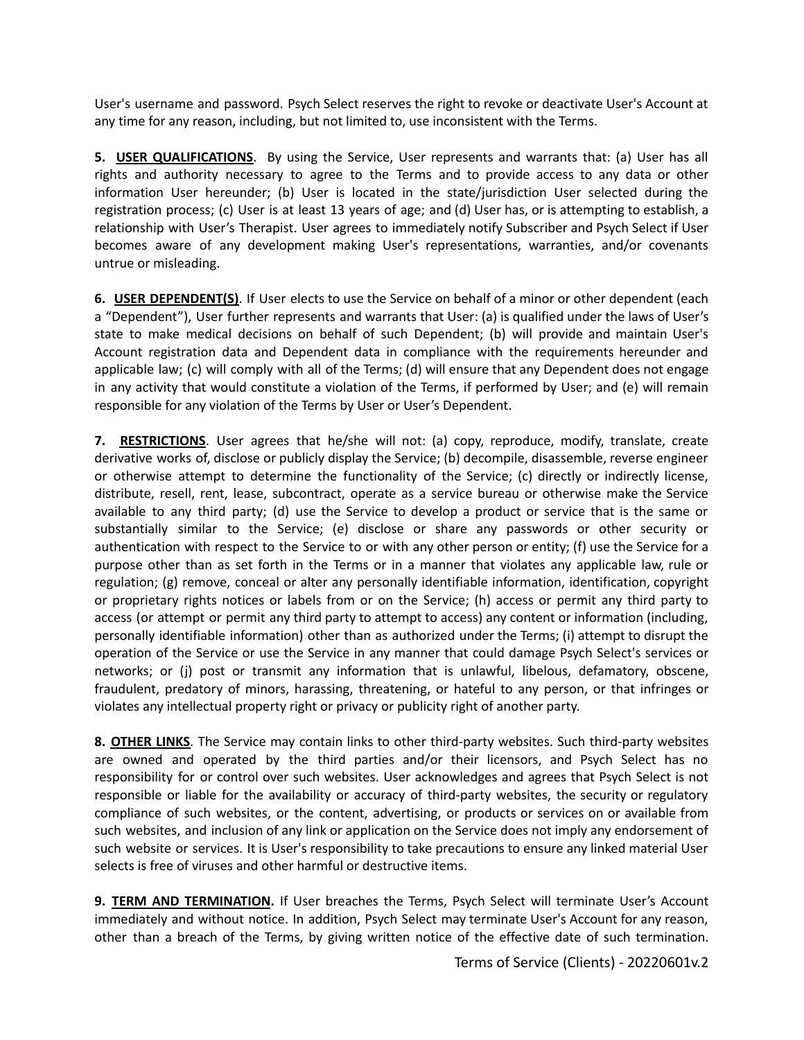User's username and password. Psych Select reserves the right to revoke or deactivate User's Account at any time for any reason, including, but not limited to, use inconsistent with the Terms.

**5. USER QUALIFICATIONS**. By using the Service, User represents and warrants that: (a) User has all rights and authority necessary to agree to the Terms and to provide access to any data or other information User hereunder; (b) User is located in the state/jurisdiction User selected during the registration process; (c) User is at least 13 years of age; and (d) User has, or is attempting to establish, a relationship with User's Therapist. User agrees to immediately notify Subscriber and Psych Select if User becomes aware of any development making User's representations, warranties, and/or covenants untrue or misleading.

**6. USER DEPENDENT(S)**. If User elects to use the Service on behalf of a minor or other dependent (each a "Dependent"), User further represents and warrants that User: (a) is qualified under the laws of User's state to make medical decisions on behalf of such Dependent; (b) will provide and maintain User's Account registration data and Dependent data in compliance with the requirements hereunder and applicable law; (c) will comply with all of the Terms; (d) will ensure that any Dependent does not engage in any activity that would constitute a violation of the Terms, if performed by User; and (e) will remain responsible for any violation of the Terms by User or User's Dependent.

**7. RESTRICTIONS**. User agrees that he/she will not: (a) copy, reproduce, modify, translate, create derivative works of, disclose or publicly display the Service; (b) decompile, disassemble, reverse engineer or otherwise attempt to determine the functionality of the Service; (c) directly or indirectly license, distribute, resell, rent, lease, subcontract, operate as a service bureau or otherwise make the Service available to any third party; (d) use the Service to develop a product or service that is the same or substantially similar to the Service; (e) disclose or share any passwords or other security or authentication with respect to the Service to or with any other person or entity; (f) use the Service for a purpose other than as set forth in the Terms or in a manner that violates any applicable law, rule or regulation; (g) remove, conceal or alter any personally identifiable information, identification, copyright or proprietary rights notices or labels from or on the Service; (h) access or permit any third party to access (or attempt or permit any third party to attempt to access) any content or information (including, personally identifiable information) other than as authorized under the Terms; (i) attempt to disrupt the operation of the Service or use the Service in any manner that could damage Psych Select's services or networks; or (j) post or transmit any information that is unlawful, libelous, defamatory, obscene, fraudulent, predatory of minors, harassing, threatening, or hateful to any person, or that infringes or violates any intellectual property right or privacy or publicity right of another party.

**8. OTHER LINKS**. The Service may contain links to other third-party websites. Such third-party websites are owned and operated by the third parties and/or their licensors, and Psych Select has no responsibility for or control over such websites. User acknowledges and agrees that Psych Select is not responsible or liable for the availability or accuracy of third-party websites, the security or regulatory compliance of such websites, or the content, advertising, or products or services on or available from such websites, and inclusion of any link or application on the Service does not imply any endorsement of such website or services. It is User's responsibility to take precautions to ensure any linked material User selects is free of viruses and other harmful or destructive items.

**9. TERM AND TERMINATION.** If User breaches the Terms, Psych Select will terminate User's Account immediately and without notice. In addition, Psych Select may terminate User's Account for any reason, other than a breach of the Terms, by giving written notice of the effective date of such termination.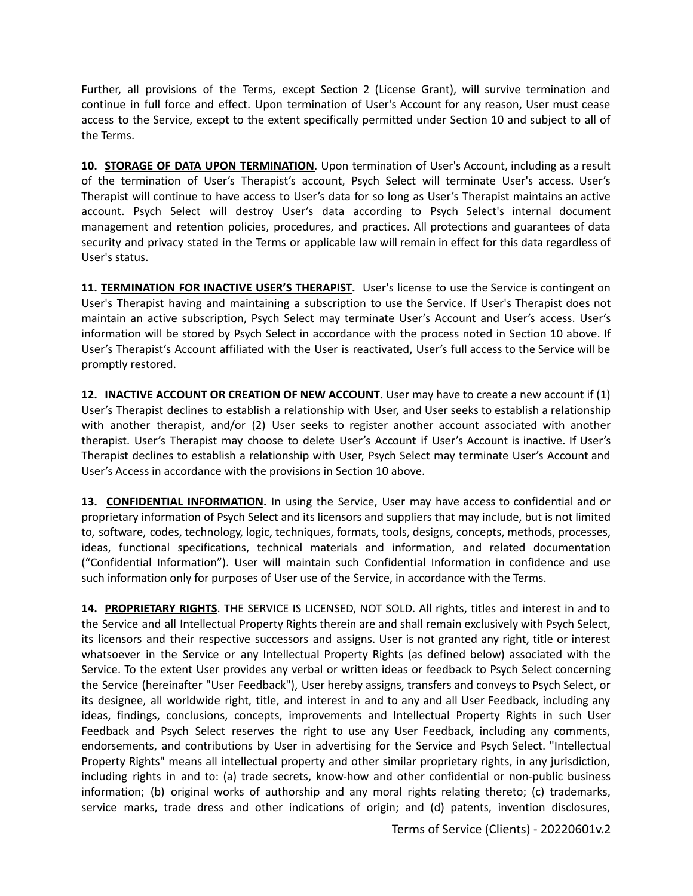Further, all provisions of the Terms, except Section 2 (License Grant), will survive termination and continue in full force and effect. Upon termination of User's Account for any reason, User must cease access to the Service, except to the extent specifically permitted under Section 10 and subject to all of the Terms.

**10. <u>STORAGE OF DATA UPON TERMINATION</u>**. Upon termination of User's Account, including as a result of the termination of User's Therapist's account, Psych Select will terminate User's access. User's Therapist will continue to have access to User's data for so long as User's Therapist maintains an active account. Psych Select will destroy User's data according to Psych Select's internal document management and retention policies, procedures, and practices. All protections and guarantees of data security and privacy stated in the Terms or applicable law will remain in effect for this data regardless of User's status.

**11. <u>TERMINATION FOR INACTIVE USER'S THERAPIST</u>.** User's license to use the Service is contingent on User's Therapist having and maintaining a subscription to use the Service. If User's Therapist does not maintain an active subscription, Psych Select may terminate User's Account and User's access. User's information will be stored by Psych Select in accordance with the process noted in Section 10 above. If User's Therapist's Account affiliated with the User is reactivated, User's full access to the Service will be promptly restored.

**12. <u>INACTIVE ACCOUNT OR CREATION OF NEW ACCOUNT</u>.** User may have to create a new account if (1) User's Therapist declines to establish a relationship with User, and User seeks to establish a relationship with another therapist, and/or (2) User seeks to register another account associated with another therapist. User's Therapist may choose to delete User's Account if User's Account is inactive. If User's Therapist declines to establish a relationship with User, Psych Select may terminate User's Account and User's Access in accordance with the provisions in Section 10 above.

**13. <u>CONFIDENTIAL INFORMATION</u>.** In using the Service, User may have access to confidential and or proprietary information of Psych Select and its licensors and suppliers that may include, but is not limited to, software, codes, technology, logic, techniques, formats, tools, designs, concepts, methods, processes, ideas, functional specifications, technical materials and information, and related documentation ("Confidential Information"). User will maintain such Confidential Information in confidence and use such information only for purposes of User use of the Service, in accordance with the Terms.

**14. <u>PROPRIETARY RIGHTS</u>**. THE SERVICE IS LICENSED, NOT SOLD. All rights, titles and interest in and to the Service and all Intellectual Property Rights therein are and shall remain exclusively with Psych Select, its licensors and their respective successors and assigns. User is not granted any right, title or interest whatsoever in the Service or any Intellectual Property Rights (as defined below) associated with the Service. To the extent User provides any verbal or written ideas or feedback to Psych Select concerning the Service (hereinafter "User Feedback"), User hereby assigns, transfers and conveys to Psych Select, or its designee, all worldwide right, title, and interest in and to any and all User Feedback, including any ideas, findings, conclusions, concepts, improvements and Intellectual Property Rights in such User Feedback and Psych Select reserves the right to use any User Feedback, including any comments, endorsements, and contributions by User in advertising for the Service and Psych Select. "Intellectual Property Rights" means all intellectual property and other similar proprietary rights, in any jurisdiction, including rights in and to: (a) trade secrets, know-how and other confidential or non-public business information; (b) original works of authorship and any moral rights relating thereto; (c) trademarks, service marks, trade dress and other indications of origin; and (d) patents, invention disclosures,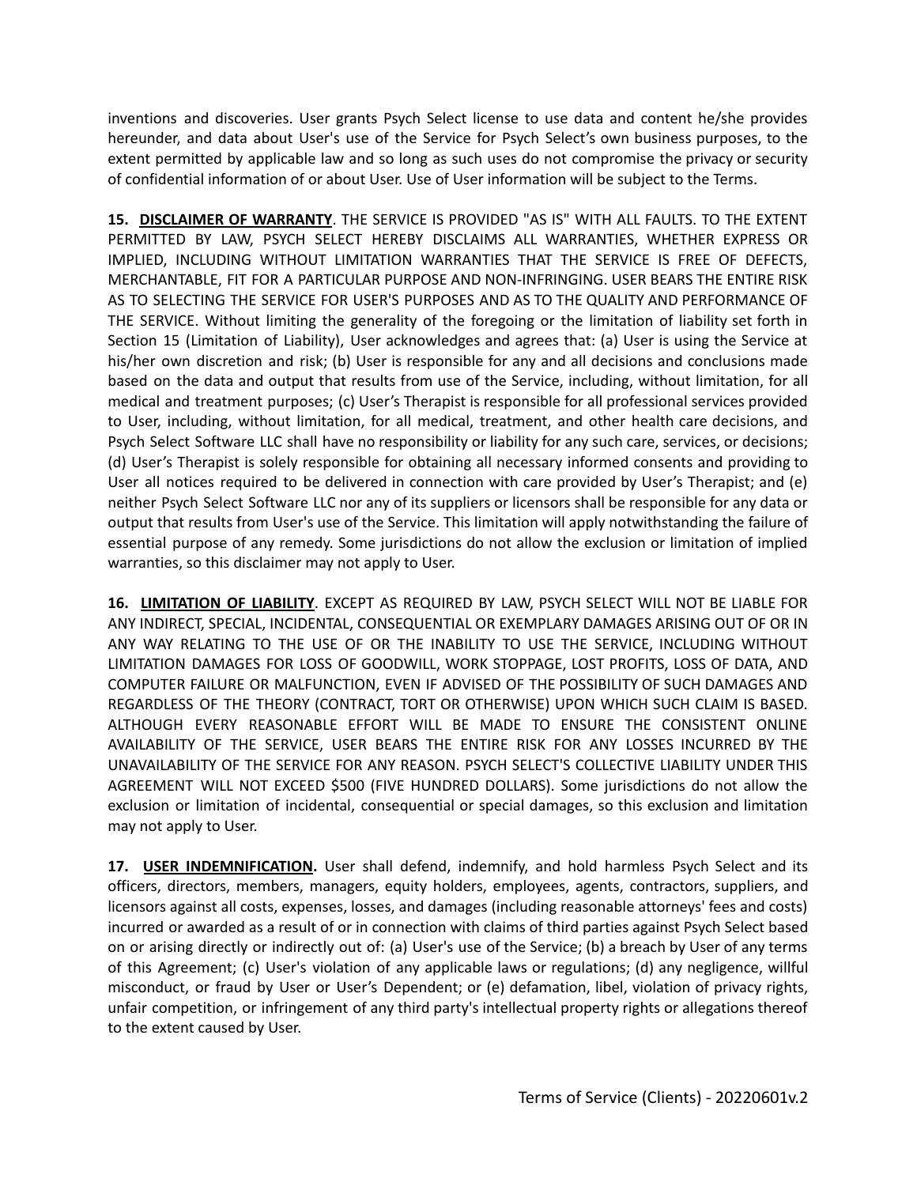inventions and discoveries. User grants Psych Select license to use data and content he/she provides hereunder, and data about User's use of the Service for Psych Select's own business purposes, to the extent permitted by applicable law and so long as such uses do not compromise the privacy or security of confidential information of or about User. Use of User information will be subject to the Terms.

**15. DISCLAIMER OF WARRANTY**. THE SERVICE IS PROVIDED "AS IS" WITH ALL FAULTS. TO THE EXTENT PERMITTED BY LAW, PSYCH SELECT HEREBY DISCLAIMS ALL WARRANTIES, WHETHER EXPRESS OR IMPLIED, INCLUDING WITHOUT LIMITATION WARRANTIES THAT THE SERVICE IS FREE OF DEFECTS, MERCHANTABLE, FIT FOR A PARTICULAR PURPOSE AND NON-INFRINGING. USER BEARS THE ENTIRE RISK AS TO SELECTING THE SERVICE FOR USER'S PURPOSES AND AS TO THE QUALITY AND PERFORMANCE OF THE SERVICE. Without limiting the generality of the foregoing or the limitation of liability set forth in Section 15 (Limitation of Liability), User acknowledges and agrees that: (a) User is using the Service at his/her own discretion and risk; (b) User is responsible for any and all decisions and conclusions made based on the data and output that results from use of the Service, including, without limitation, for all medical and treatment purposes; (c) User's Therapist is responsible for all professional services provided to User, including, without limitation, for all medical, treatment, and other health care decisions, and Psych Select Software LLC shall have no responsibility or liability for any such care, services, or decisions; (d) User's Therapist is solely responsible for obtaining all necessary informed consents and providing to User all notices required to be delivered in connection with care provided by User's Therapist; and (e) neither Psych Select Software LLC nor any of its suppliers or licensors shall be responsible for any data or output that results from User's use of the Service. This limitation will apply notwithstanding the failure of essential purpose of any remedy. Some jurisdictions do not allow the exclusion or limitation of implied warranties, so this disclaimer may not apply to User.

**16. LIMITATION OF LIABILITY**. EXCEPT AS REQUIRED BY LAW, PSYCH SELECT WILL NOT BE LIABLE FOR ANY INDIRECT, SPECIAL, INCIDENTAL, CONSEQUENTIAL OR EXEMPLARY DAMAGES ARISING OUT OF OR IN ANY WAY RELATING TO THE USE OF OR THE INABILITY TO USE THE SERVICE, INCLUDING WITHOUT LIMITATION DAMAGES FOR LOSS OF GOODWILL, WORK STOPPAGE, LOST PROFITS, LOSS OF DATA, AND COMPUTER FAILURE OR MALFUNCTION, EVEN IF ADVISED OF THE POSSIBILITY OF SUCH DAMAGES AND REGARDLESS OF THE THEORY (CONTRACT, TORT OR OTHERWISE) UPON WHICH SUCH CLAIM IS BASED. ALTHOUGH EVERY REASONABLE EFFORT WILL BE MADE TO ENSURE THE CONSISTENT ONLINE AVAILABILITY OF THE SERVICE, USER BEARS THE ENTIRE RISK FOR ANY LOSSES INCURRED BY THE UNAVAILABILITY OF THE SERVICE FOR ANY REASON. PSYCH SELECT'S COLLECTIVE LIABILITY UNDER THIS AGREEMENT WILL NOT EXCEED $500 (FIVE HUNDRED DOLLARS). Some jurisdictions do not allow the exclusion or limitation of incidental, consequential or special damages, so this exclusion and limitation may not apply to User.

**17. USER INDEMNIFICATION.** User shall defend, indemnify, and hold harmless Psych Select and its officers, directors, members, managers, equity holders, employees, agents, contractors, suppliers, and licensors against all costs, expenses, losses, and damages (including reasonable attorneys' fees and costs) incurred or awarded as a result of or in connection with claims of third parties against Psych Select based on or arising directly or indirectly out of: (a) User's use of the Service; (b) a breach by User of any terms of this Agreement; (c) User's violation of any applicable laws or regulations; (d) any negligence, willful misconduct, or fraud by User or User's Dependent; or (e) defamation, libel, violation of privacy rights, unfair competition, or infringement of any third party's intellectual property rights or allegations thereof to the extent caused by User.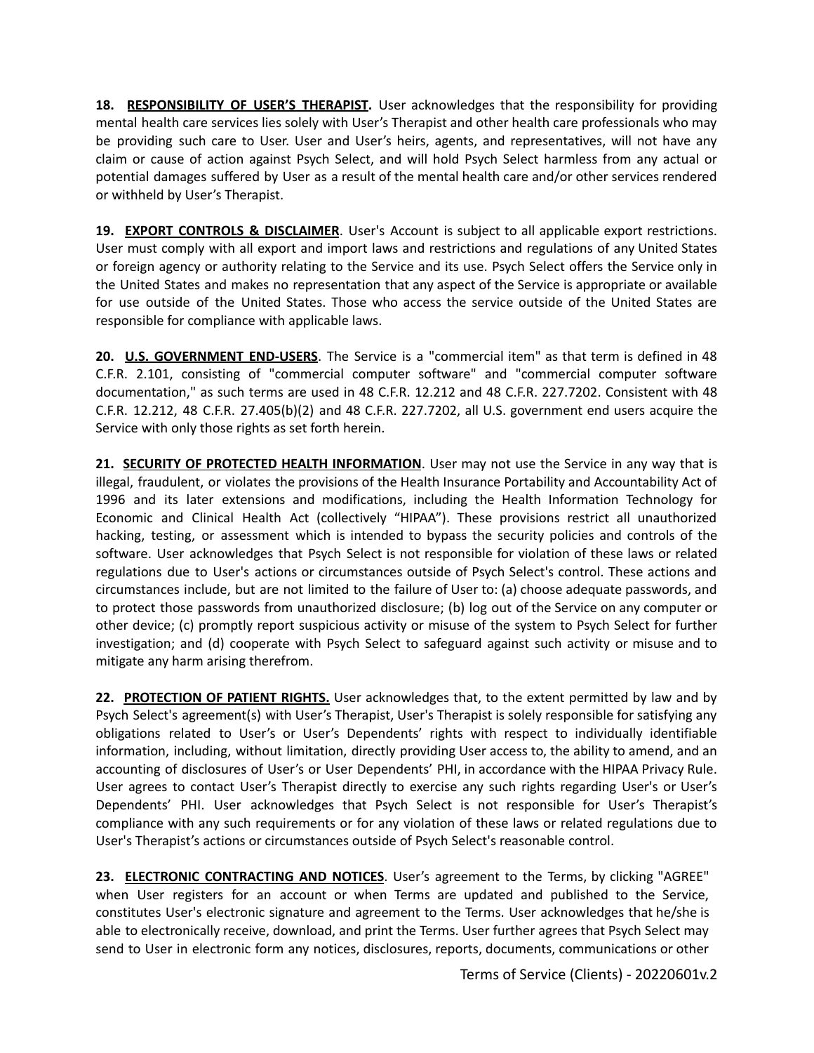**18. RESPONSIBILITY OF USER'S THERAPIST.** User acknowledges that the responsibility for providing mental health care services lies solely with User's Therapist and other health care professionals who may be providing such care to User. User and User's heirs, agents, and representatives, will not have any claim or cause of action against Psych Select, and will hold Psych Select harmless from any actual or potential damages suffered by User as a result of the mental health care and/or other services rendered or withheld by User's Therapist.

**19. EXPORT CONTROLS & DISCLAIMER**. User's Account is subject to all applicable export restrictions. User must comply with all export and import laws and restrictions and regulations of any United States or foreign agency or authority relating to the Service and its use. Psych Select offers the Service only in the United States and makes no representation that any aspect of the Service is appropriate or available for use outside of the United States. Those who access the service outside of the United States are responsible for compliance with applicable laws.

**20. U.S. GOVERNMENT END-USERS**. The Service is a "commercial item" as that term is defined in 48 C.F.R. 2.101, consisting of "commercial computer software" and "commercial computer software documentation," as such terms are used in 48 C.F.R. 12.212 and 48 C.F.R. 227.7202. Consistent with 48 C.F.R. 12.212, 48 C.F.R. 27.405(b)(2) and 48 C.F.R. 227.7202, all U.S. government end users acquire the Service with only those rights as set forth herein.

**21. SECURITY OF PROTECTED HEALTH INFORMATION**. User may not use the Service in any way that is illegal, fraudulent, or violates the provisions of the Health Insurance Portability and Accountability Act of 1996 and its later extensions and modifications, including the Health Information Technology for Economic and Clinical Health Act (collectively "HIPAA"). These provisions restrict all unauthorized hacking, testing, or assessment which is intended to bypass the security policies and controls of the software. User acknowledges that Psych Select is not responsible for violation of these laws or related regulations due to User's actions or circumstances outside of Psych Select's control. These actions and circumstances include, but are not limited to the failure of User to: (a) choose adequate passwords, and to protect those passwords from unauthorized disclosure; (b) log out of the Service on any computer or other device; (c) promptly report suspicious activity or misuse of the system to Psych Select for further investigation; and (d) cooperate with Psych Select to safeguard against such activity or misuse and to mitigate any harm arising therefrom.

**22. PROTECTION OF PATIENT RIGHTS.** User acknowledges that, to the extent permitted by law and by Psych Select's agreement(s) with User's Therapist, User's Therapist is solely responsible for satisfying any obligations related to User's or User's Dependents' rights with respect to individually identifiable information, including, without limitation, directly providing User access to, the ability to amend, and an accounting of disclosures of User's or User Dependents' PHI, in accordance with the HIPAA Privacy Rule. User agrees to contact User's Therapist directly to exercise any such rights regarding User's or User's Dependents' PHI. User acknowledges that Psych Select is not responsible for User's Therapist's compliance with any such requirements or for any violation of these laws or related regulations due to User's Therapist's actions or circumstances outside of Psych Select's reasonable control.

**23. ELECTRONIC CONTRACTING AND NOTICES**. User's agreement to the Terms, by clicking "AGREE" when User registers for an account or when Terms are updated and published to the Service, constitutes User's electronic signature and agreement to the Terms. User acknowledges that he/she is able to electronically receive, download, and print the Terms. User further agrees that Psych Select may send to User in electronic form any notices, disclosures, reports, documents, communications or other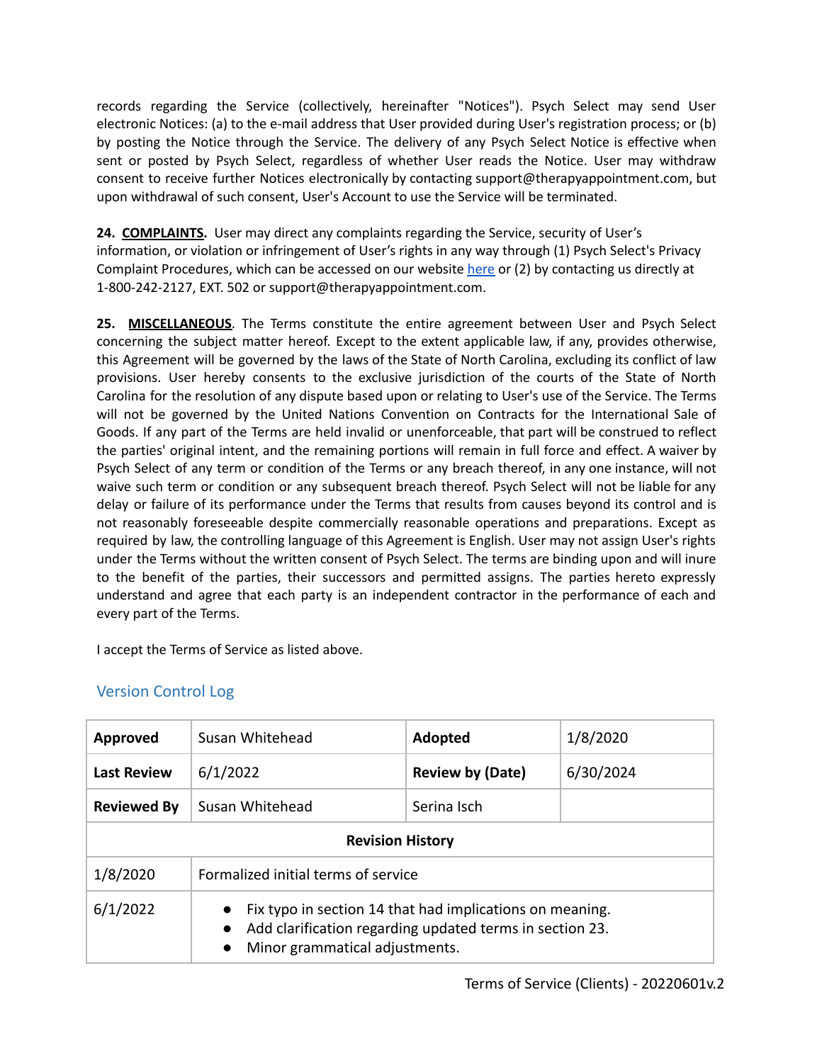records regarding the Service (collectively, hereinafter "Notices"). Psych Select may send User electronic Notices: (a) to the e-mail address that User provided during User's registration process; or (b) by posting the Notice through the Service. The delivery of any Psych Select Notice is effective when sent or posted by Psych Select, regardless of whether User reads the Notice. User may withdraw consent to receive further Notices electronically by contacting support@therapyappointment.com, but upon withdrawal of such consent, User's Account to use the Service will be terminated.

**24. COMPLAINTS.** User may direct any complaints regarding the Service, security of User's information, or violation or infringement of User's rights in any way through (1) Psych Select's Privacy Complaint Procedures, which can be accessed on our website here or (2) by contacting us directly at 1-800-242-2127, EXT. 502 or support@therapyappointment.com.

**25. MISCELLANEOUS**. The Terms constitute the entire agreement between User and Psych Select concerning the subject matter hereof. Except to the extent applicable law, if any, provides otherwise, this Agreement will be governed by the laws of the State of North Carolina, excluding its conflict of law provisions. User hereby consents to the exclusive jurisdiction of the courts of the State of North Carolina for the resolution of any dispute based upon or relating to User's use of the Service. The Terms will not be governed by the United Nations Convention on Contracts for the International Sale of Goods. If any part of the Terms are held invalid or unenforceable, that part will be construed to reflect the parties' original intent, and the remaining portions will remain in full force and effect. A waiver by Psych Select of any term or condition of the Terms or any breach thereof, in any one instance, will not waive such term or condition or any subsequent breach thereof. Psych Select will not be liable for any delay or failure of its performance under the Terms that results from causes beyond its control and is not reasonably foreseeable despite commercially reasonable operations and preparations. Except as required by law, the controlling language of this Agreement is English. User may not assign User's rights under the Terms without the written consent of Psych Select. The terms are binding upon and will inure to the benefit of the parties, their successors and permitted assigns. The parties hereto expressly understand and agree that each party is an independent contractor in the performance of each and every part of the Terms.

I accept the Terms of Service as listed above.

## Version Control Log

| **Approved** | Susan Whitehead | **Adopted** | 1/8/2020 |
|---|---|---|---|
| **Last Review** | 6/1/2022 | **Review by (Date)** | 6/30/2024 |
| **Reviewed By** | Susan Whitehead | Serina Isch | |
| **Revision History** | | | |
| 1/8/2020 | Formalized initial terms of service | | |
| 6/1/2022 | • Fix typo in section 14 that had implications on meaning.<br>• Add clarification regarding updated terms in section 23.<br>• Minor grammatical adjustments. | | |

Terms of Service (Clients) - 20220601v.2